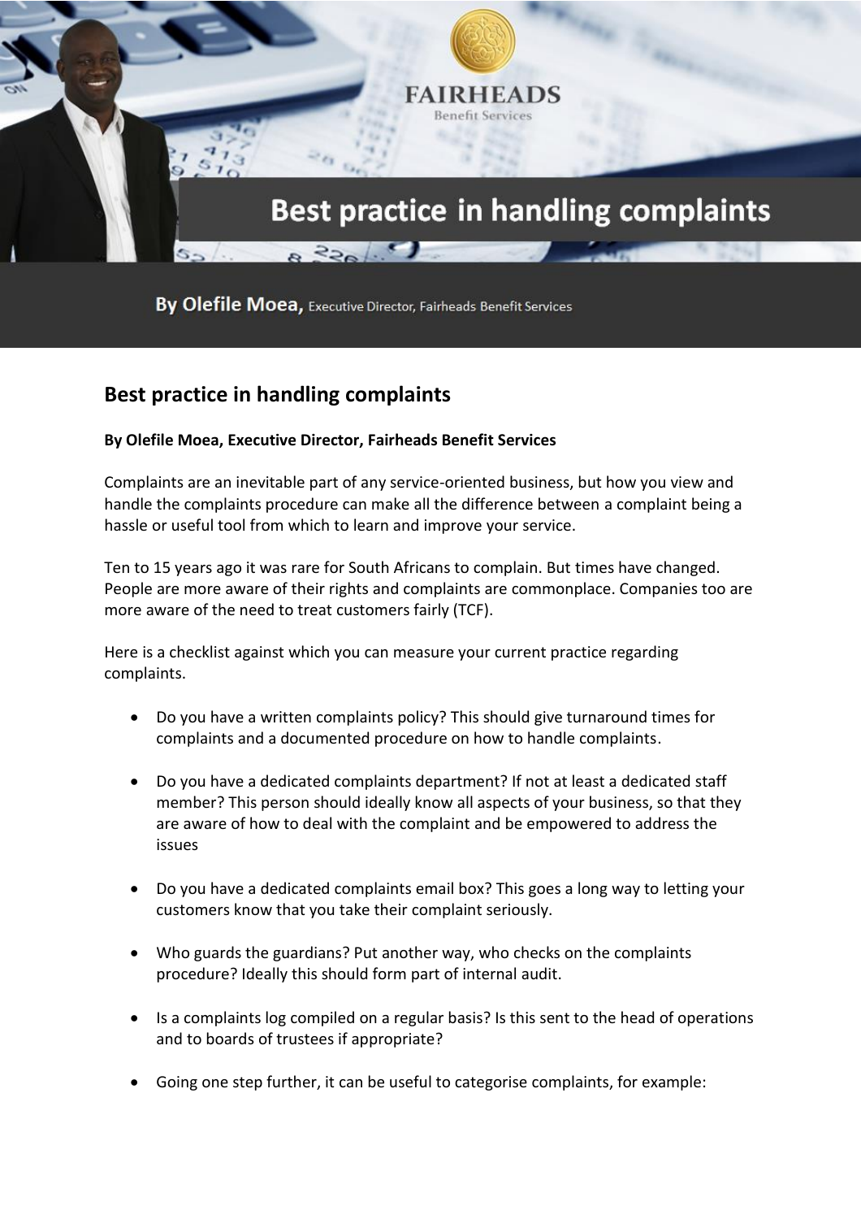# Best practice in handling complaints

**By Olefile Moea, Executive Director, Fairheads Benefit Services**

Complaints are an inevitable part of any service-oriented business, but how you view and handle the complaints procedure can make all the difference between a complaint being a hassle or useful tool from which to learn and improve your service.

Ten to 15 years ago it was rare for South Africans to complain. But times have changed. People are more aware of their rights and complaints are commonplace. Companies too are more aware of the need to treat customers fairly (TCF).

Here is a checklist against which you can measure your current practice regarding complaints.

- Do you have a written complaints policy? This should give turnaround times for complaints and a documented procedure on how to handle complaints.
- Do you have a dedicated complaints department? If not at least a dedicated staff member? This person should ideally know all aspects of your business, so that they are aware of how to deal with the complaint and be empowered to address the issues
- Do you have a dedicated complaints email box? This goes a long way to letting your customers know that you take their complaint seriously.
- Who guards the guardians? Put another way, who checks on the complaints procedure? Ideally this should form part of internal audit.
- Is a complaints log compiled on a regular basis? Is this sent to the head of operations and to boards of trustees if appropriate?
- Going one step further, it can be useful to categorise complaints, for example: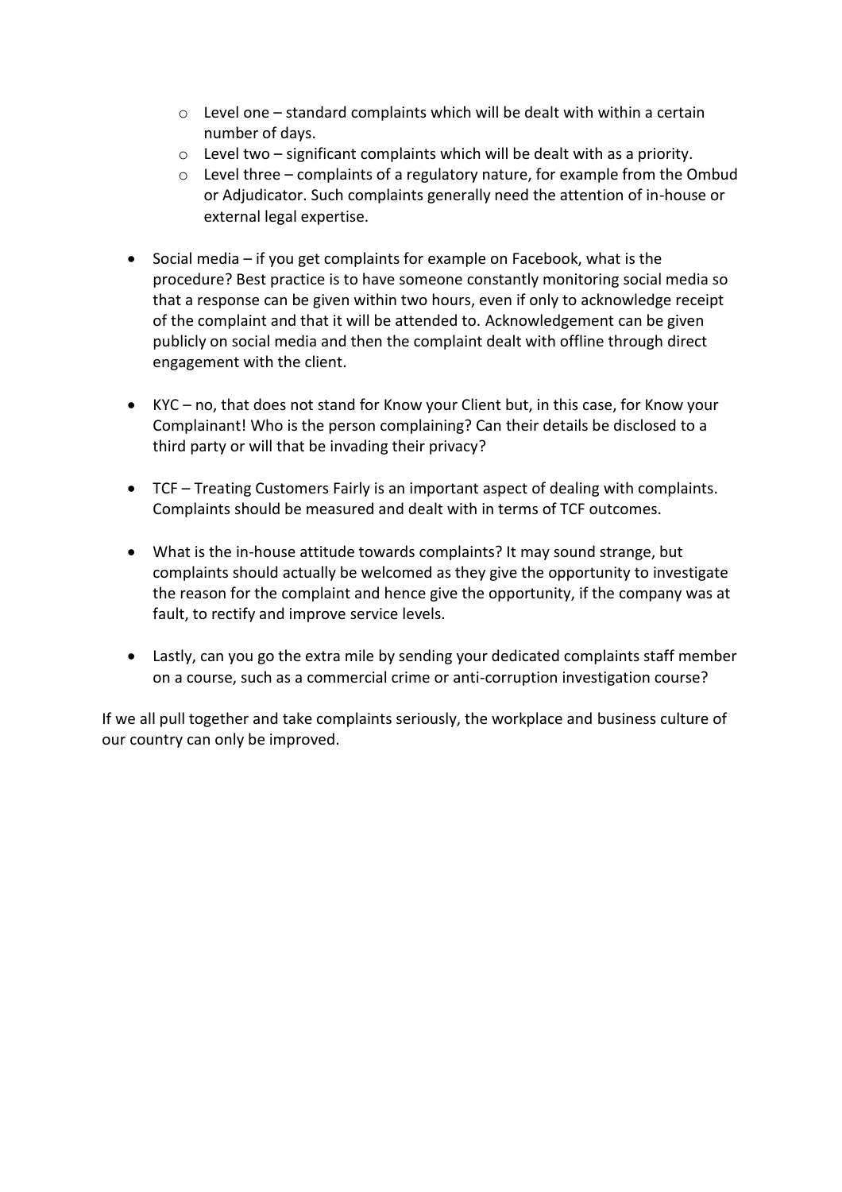- Level one – standard complaints which will be dealt with within a certain number of days.
    - Level two – significant complaints which will be dealt with as a priority.
    - Level three – complaints of a regulatory nature, for example from the Ombud or Adjudicator. Such complaints generally need the attention of in-house or external legal expertise.

- Social media – if you get complaints for example on Facebook, what is the procedure? Best practice is to have someone constantly monitoring social media so that a response can be given within two hours, even if only to acknowledge receipt of the complaint and that it will be attended to. Acknowledgement can be given publicly on social media and then the complaint dealt with offline through direct engagement with the client.

- KYC – no, that does not stand for Know your Client but, in this case, for Know your Complainant! Who is the person complaining? Can their details be disclosed to a third party or will that be invading their privacy?

- TCF – Treating Customers Fairly is an important aspect of dealing with complaints. Complaints should be measured and dealt with in terms of TCF outcomes.

- What is the in-house attitude towards complaints? It may sound strange, but complaints should actually be welcomed as they give the opportunity to investigate the reason for the complaint and hence give the opportunity, if the company was at fault, to rectify and improve service levels.

- Lastly, can you go the extra mile by sending your dedicated complaints staff member on a course, such as a commercial crime or anti-corruption investigation course?

If we all pull together and take complaints seriously, the workplace and business culture of our country can only be improved.